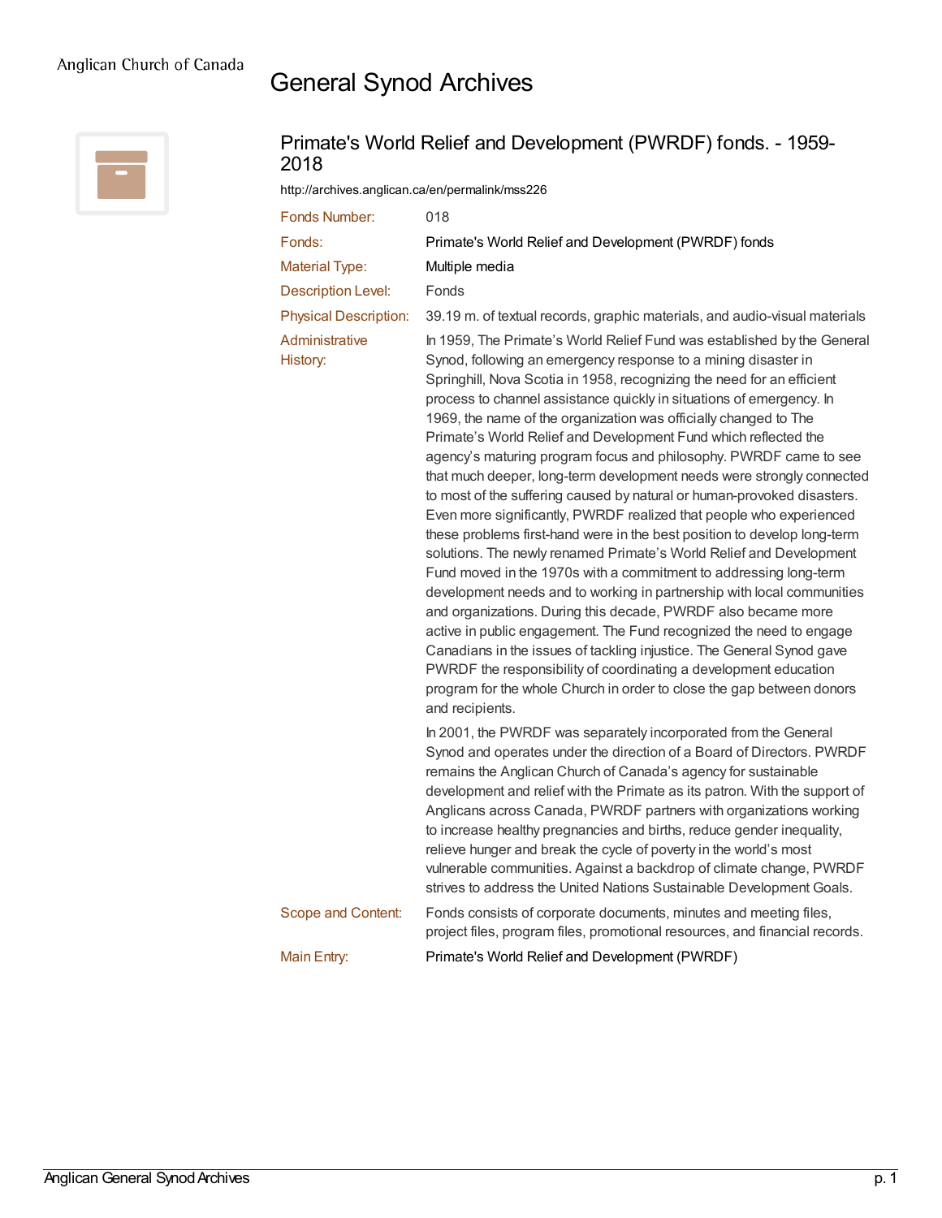Anglican Church of Canada

# General Synod Archives

## Primate's World Relief and Development (PWRDF) fonds. - 1959-2018

http://archives.anglican.ca/en/permalink/mss226

| | |
|---|---|
| Fonds Number: | 018 |
| Fonds: | Primate's World Relief and Development (PWRDF) fonds |
| Material Type: | Multiple media |
| Description Level: | Fonds |
| Physical Description: | 39.19 m. of textual records, graphic materials, and audio-visual materials |
| Administrative History: | In 1959, The Primate's World Relief Fund was established by the General Synod, following an emergency response to a mining disaster in Springhill, Nova Scotia in 1958, recognizing the need for an efficient process to channel assistance quickly in situations of emergency. In 1969, the name of the organization was officially changed to The Primate's World Relief and Development Fund which reflected the agency's maturing program focus and philosophy. PWRDF came to see that much deeper, long-term development needs were strongly connected to most of the suffering caused by natural or human-provoked disasters. Even more significantly, PWRDF realized that people who experienced these problems first-hand were in the best position to develop long-term solutions. The newly renamed Primate's World Relief and Development Fund moved in the 1970s with a commitment to addressing long-term development needs and to working in partnership with local communities and organizations. During this decade, PWRDF also became more active in public engagement. The Fund recognized the need to engage Canadians in the issues of tackling injustice. The General Synod gave PWRDF the responsibility of coordinating a development education program for the whole Church in order to close the gap between donors and recipients.<br><br>In 2001, the PWRDF was separately incorporated from the General Synod and operates under the direction of a Board of Directors. PWRDF remains the Anglican Church of Canada's agency for sustainable development and relief with the Primate as its patron. With the support of Anglicans across Canada, PWRDF partners with organizations working to increase healthy pregnancies and births, reduce gender inequality, relieve hunger and break the cycle of poverty in the world's most vulnerable communities. Against a backdrop of climate change, PWRDF strives to address the United Nations Sustainable Development Goals. |
| Scope and Content: | Fonds consists of corporate documents, minutes and meeting files, project files, program files, promotional resources, and financial records. |
| Main Entry: | Primate's World Relief and Development (PWRDF) |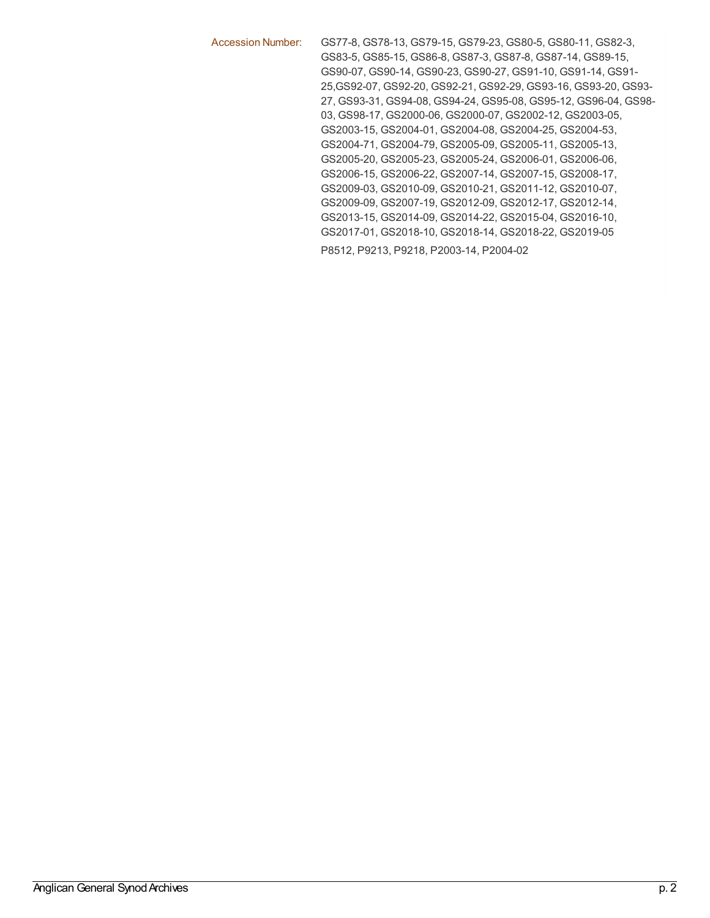Accession Number: GS77-8, GS78-13, GS79-15, GS79-23, GS80-5, GS80-11, GS82-3, GS83-5, GS85-15, GS86-8, GS87-3, GS87-8, GS87-14, GS89-15, GS90-07, GS90-14, GS90-23, GS90-27, GS91-10, GS91-14, GS91-25,GS92-07, GS92-20, GS92-21, GS92-29, GS93-16, GS93-20, GS93-27, GS93-31, GS94-08, GS94-24, GS95-08, GS95-12, GS96-04, GS98-03, GS98-17, GS2000-06, GS2000-07, GS2002-12, GS2003-05, GS2003-15, GS2004-01, GS2004-08, GS2004-25, GS2004-53, GS2004-71, GS2004-79, GS2005-09, GS2005-11, GS2005-13, GS2005-20, GS2005-23, GS2005-24, GS2006-01, GS2006-06, GS2006-15, GS2006-22, GS2007-14, GS2007-15, GS2008-17, GS2009-03, GS2010-09, GS2010-21, GS2011-12, GS2010-07, GS2009-09, GS2007-19, GS2012-09, GS2012-17, GS2012-14, GS2013-15, GS2014-09, GS2014-22, GS2015-04, GS2016-10, GS2017-01, GS2018-10, GS2018-14, GS2018-22, GS2019-05

P8512, P9213, P9218, P2003-14, P2004-02